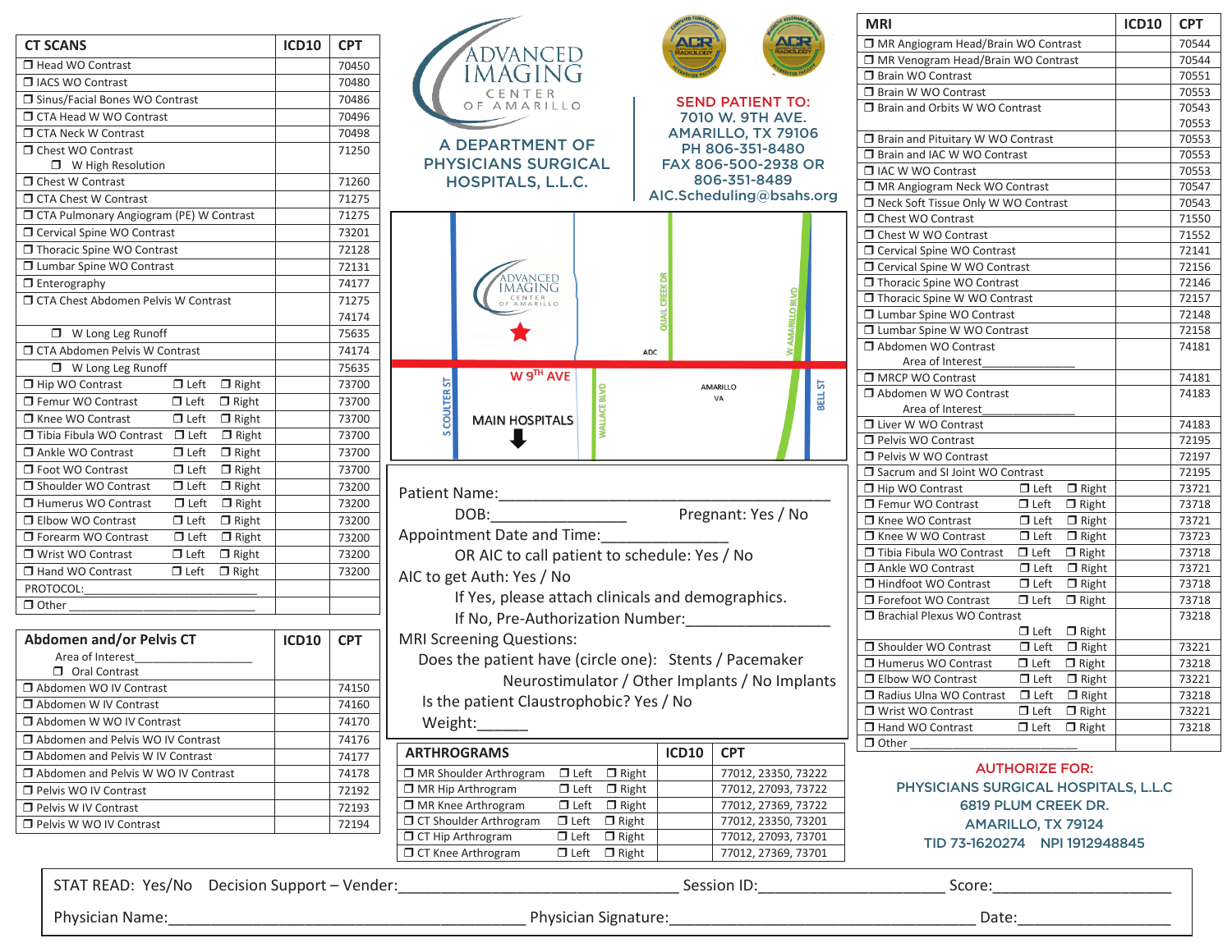## CT SCANS

| CT SCANS | ICD10 | CPT |
|---|---|---|
| ❒ Head WO Contrast | | 70450 |
| ❒ IACS WO Contrast | | 70480 |
| ❒ Sinus/Facial Bones WO Contrast | | 70486 |
| ❒ CTA Head W WO Contrast | | 70496 |
| ❒ CTA Neck W Contrast | | 70498 |
| ❒ Chest WO Contrast<br>❒ W High Resolution | | 71250 |
| ❒ Chest W Contrast | | 71260 |
| ❒ CTA Chest W Contrast | | 71275 |
| ❒ CTA Pulmonary Angiogram (PE) W Contrast | | 71275 |
| ❒ Cervical Spine WO Contrast | | 73201 |
| ❒ Thoracic Spine WO Contrast | | 72128 |
| ❒ Lumbar Spine WO Contrast | | 72131 |
| ❒ Enterography | | 74177 |
| ❒ CTA Chest Abdomen Pelvis W Contrast | | 71275<br>74174 |
| ❒ W Long Leg Runoff | | 75635 |
| ❒ CTA Abdomen Pelvis W Contrast | | 74174 |
| ❒ W Long Leg Runoff | | 75635 |
| ❒ Hip WO Contrast ❒ Left ❒ Right | | 73700 |
| ❒ Femur WO Contrast ❒ Left ❒ Right | | 73700 |
| ❒ Knee WO Contrast ❒ Left ❒ Right | | 73700 |
| ❒ Tibia Fibula WO Contrast ❒ Left ❒ Right | | 73700 |
| ❒ Ankle WO Contrast ❒ Left ❒ Right | | 73700 |
| ❒ Foot WO Contrast ❒ Left ❒ Right | | 73700 |
| ❒ Shoulder WO Contrast ❒ Left ❒ Right | | 73200 |
| ❒ Humerus WO Contrast ❒ Left ❒ Right | | 73200 |
| ❒ Elbow WO Contrast ❒ Left ❒ Right | | 73200 |
| ❒ Forearm WO Contrast ❒ Left ❒ Right | | 73200 |
| ❒ Wrist WO Contrast ❒ Left ❒ Right | | 73200 |
| ❒ Hand WO Contrast ❒ Left ❒ Right | | 73200 |
| PROTOCOL:___________________________ | | |
| ❒ Other ____________________________ | | |

| Abdomen and/or Pelvis CT | ICD10 | CPT |
|---|---|---|
| Area of Interest__________________<br>❒ Oral Contrast | | |
| ❒ Abdomen WO IV Contrast | | 74150 |
| ❒ Abdomen W IV Contrast | | 74160 |
| ❒ Abdomen W WO IV Contrast | | 74170 |
| ❒ Abdomen and Pelvis WO IV Contrast | | 74176 |
| ❒ Abdomen and Pelvis W IV Contrast | | 74177 |
| ❒ Abdomen and Pelvis W WO IV Contrast | | 74178 |
| ❒ Pelvis WO IV Contrast | | 72192 |
| ❒ Pelvis W IV Contrast | | 72193 |
| ❒ Pelvis W WO IV Contrast | | 72194 |

# ADVANCED IMAGING CENTER OF AMARILLO

**A DEPARTMENT OF PHYSICIANS SURGICAL HOSPITALS, L.L.C.**

**SEND PATIENT TO:**
7010 W. 9TH AVE.
AMARILLO, TX 79106
PH 806-351-8480
FAX 806-500-2938 OR 806-351-8489
AIC.Scheduling@bsahs.org

Map labels: ADVANCED IMAGING CENTER OF AMARILLO; QUAIL CREEK DR; W AMARILLO BLVD; ADC; W 9TH AVE; S COULTER ST; WALLACE BLVD; AMARILLO VA; BELL ST; MAIN HOSPITALS

Patient Name:________________________________________

DOB:________________ Pregnant: Yes / No

Appointment Date and Time:_______________

OR AIC to call patient to schedule: Yes / No

AIC to get Auth: Yes / No

If Yes, please attach clinicals and demographics.

If No, Pre-Authorization Number:_________________

MRI Screening Questions:

Does the patient have (circle one): Stents / Pacemaker / Neurostimulator / Other Implants / No Implants

Is the patient Claustrophobic? Yes / No

Weight:______

| ARTHROGRAMS | | ICD10 | CPT |
|---|---|---|---|
| ❒ MR Shoulder Arthrogram | ❒ Left ❒ Right | | 77012, 23350, 73222 |
| ❒ MR Hip Arthrogram | ❒ Left ❒ Right | | 77012, 27093, 73722 |
| ❒ MR Knee Arthrogram | ❒ Left ❒ Right | | 77012, 27369, 73722 |
| ❒ CT Shoulder Arthrogram | ❒ Left ❒ Right | | 77012, 23350, 73201 |
| ❒ CT Hip Arthrogram | ❒ Left ❒ Right | | 77012, 27093, 73701 |
| ❒ CT Knee Arthrogram | ❒ Left ❒ Right | | 77012, 27369, 73701 |

## MRI

| MRI | ICD10 | CPT |
|---|---|---|
| ❒ MR Angiogram Head/Brain WO Contrast | | 70544 |
| ❒ MR Venogram Head/Brain WO Contrast | | 70544 |
| ❒ Brain WO Contrast | | 70551 |
| ❒ Brain W WO Contrast | | 70553 |
| ❒ Brain and Orbits W WO Contrast | | 70543<br>70553 |
| ❒ Brain and Pituitary W WO Contrast | | 70553 |
| ❒ Brain and IAC W WO Contrast | | 70553 |
| ❒ IAC W WO Contrast | | 70553 |
| ❒ MR Angiogram Neck WO Contrast | | 70547 |
| ❒ Neck Soft Tissue Only W WO Contrast | | 70543 |
| ❒ Chest WO Contrast | | 71550 |
| ❒ Chest W WO Contrast | | 71552 |
| ❒ Cervical Spine WO Contrast | | 72141 |
| ❒ Cervical Spine W WO Contrast | | 72156 |
| ❒ Thoracic Spine WO Contrast | | 72146 |
| ❒ Thoracic Spine W WO Contrast | | 72157 |
| ❒ Lumbar Spine WO Contrast | | 72148 |
| ❒ Lumbar Spine W WO Contrast | | 72158 |
| ❒ Abdomen WO Contrast<br>Area of Interest_______________ | | 74181 |
| ❒ MRCP WO Contrast | | 74181 |
| ❒ Abdomen W WO Contrast<br>Area of Interest_______________ | | 74183 |
| ❒ Liver W WO Contrast | | 74183 |
| ❒ Pelvis WO Contrast | | 72195 |
| ❒ Pelvis W WO Contrast | | 72197 |
| ❒ Sacrum and SI Joint WO Contrast | | 72195 |
| ❒ Hip WO Contrast ❒ Left ❒ Right | | 73721 |
| ❒ Femur WO Contrast ❒ Left ❒ Right | | 73718 |
| ❒ Knee WO Contrast ❒ Left ❒ Right | | 73721 |
| ❒ Knee W WO Contrast ❒ Left ❒ Right | | 73723 |
| ❒ Tibia Fibula WO Contrast ❒ Left ❒ Right | | 73718 |
| ❒ Ankle WO Contrast ❒ Left ❒ Right | | 73721 |
| ❒ Hindfoot WO Contrast ❒ Left ❒ Right | | 73718 |
| ❒ Forefoot WO Contrast ❒ Left ❒ Right | | 73718 |
| ❒ Brachial Plexus WO Contrast<br>❒ Left ❒ Right | | 73218 |
| ❒ Shoulder WO Contrast ❒ Left ❒ Right | | 73221 |
| ❒ Humerus WO Contrast ❒ Left ❒ Right | | 73218 |
| ❒ Elbow WO Contrast ❒ Left ❒ Right | | 73221 |
| ❒ Radius Ulna WO Contrast ❒ Left ❒ Right | | 73218 |
| ❒ Wrist WO Contrast ❒ Left ❒ Right | | 73221 |
| ❒ Hand WO Contrast ❒ Left ❒ Right | | 73218 |
| ❒ Other ___________________________ | | |

**AUTHORIZE FOR:**
PHYSICIANS SURGICAL HOSPITALS, L.L.C
6819 PLUM CREEK DR.
AMARILLO, TX 79124
TID 73-1620274 NPI 1912948845

STAT READ: Yes/No Decision Support – Vender:_______________________________ Session ID:_____________________ Score:____________________

Physician Name:________________________________________ Physician Signature:___________________________________ Date:_________________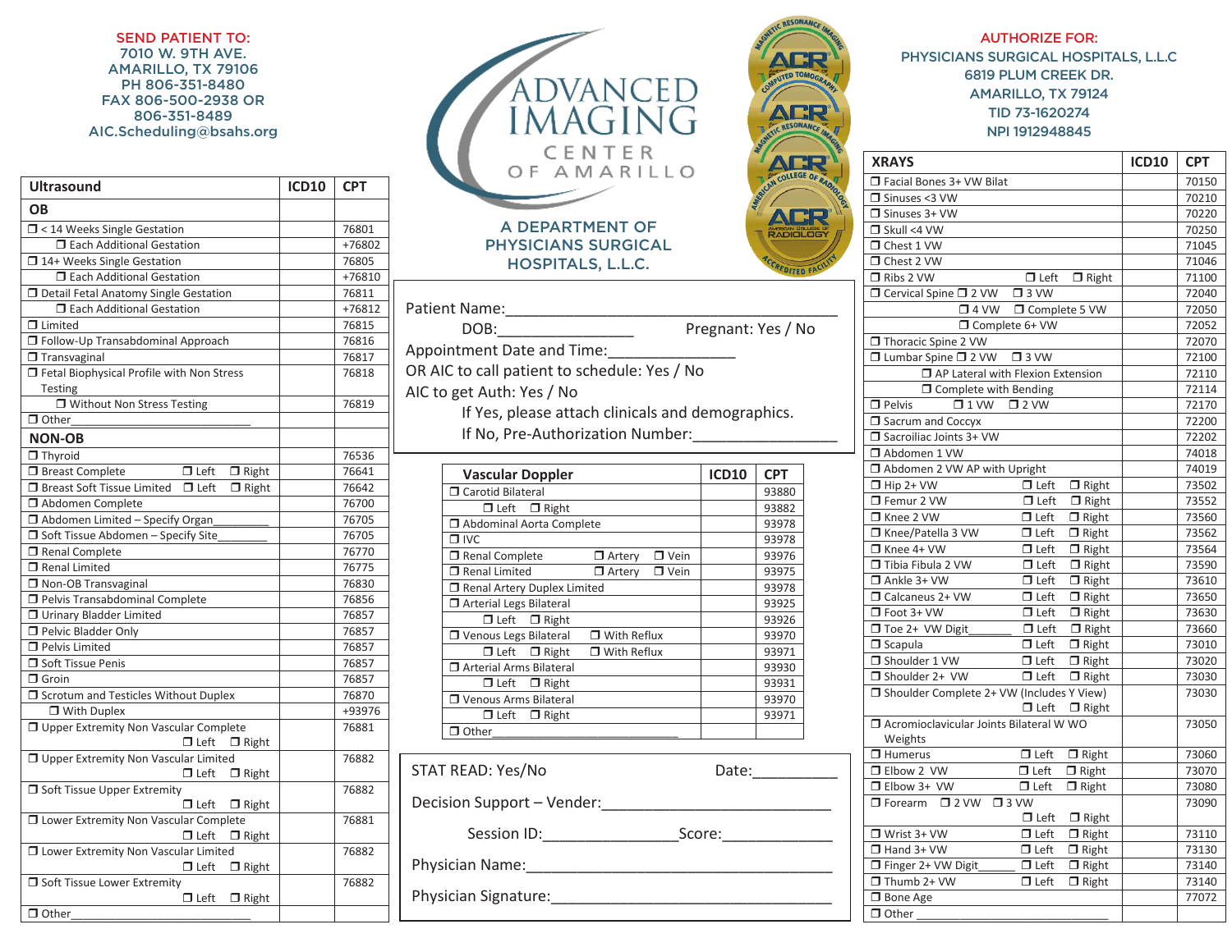**SEND PATIENT TO:**
7010 W. 9TH AVE.
AMARILLO, TX 79106
PH 806-351-8480
FAX 806-500-2938 OR
806-351-8489
AIC.Scheduling@bsahs.org

# ADVANCED IMAGING CENTER OF AMARILLO

A DEPARTMENT OF PHYSICIANS SURGICAL HOSPITALS, L.L.C.

**AUTHORIZE FOR:**
PHYSICIANS SURGICAL HOSPITALS, L.L.C
6819 PLUM CREEK DR.
AMARILLO, TX 79124
TID 73-1620274
NPI 1912948845

| Ultrasound | ICD10 | CPT |
|---|---|---|
| **OB** | | |
| ❒ < 14 Weeks Single Gestation | | 76801 |
| ❒ Each Additional Gestation | | +76802 |
| ❒ 14+ Weeks Single Gestation | | 76805 |
| ❒ Each Additional Gestation | | +76810 |
| ❒ Detail Fetal Anatomy Single Gestation | | 76811 |
| ❒ Each Additional Gestation | | +76812 |
| ❒ Limited | | 76815 |
| ❒ Follow-Up Transabdominal Approach | | 76816 |
| ❒ Transvaginal | | 76817 |
| ❒ Fetal Biophysical Profile with Non Stress Testing | | 76818 |
| ❒ Without Non Stress Testing | | 76819 |
| ❒ Other___________________________ | | |
| **NON-OB** | | |
| ❒ Thyroid | | 76536 |
| ❒ Breast Complete ❒ Left ❒ Right | | 76641 |
| ❒ Breast Soft Tissue Limited ❒ Left ❒ Right | | 76642 |
| ❒ Abdomen Complete | | 76700 |
| ❒ Abdomen Limited – Specify Organ_________ | | 76705 |
| ❒ Soft Tissue Abdomen – Specify Site________ | | 76705 |
| ❒ Renal Complete | | 76770 |
| ❒ Renal Limited | | 76775 |
| ❒ Non-OB Transvaginal | | 76830 |
| ❒ Pelvis Transabdominal Complete | | 76856 |
| ❒ Urinary Bladder Limited | | 76857 |
| ❒ Pelvic Bladder Only | | 76857 |
| ❒ Pelvis Limited | | 76857 |
| ❒ Soft Tissue Penis | | 76857 |
| ❒ Groin | | 76857 |
| ❒ Scrotum and Testicles Without Duplex | | 76870 |
| ❒ With Duplex | | +93976 |
| ❒ Upper Extremity Non Vascular Complete ❒ Left ❒ Right | | 76881 |
| ❒ Upper Extremity Non Vascular Limited ❒ Left ❒ Right | | 76882 |
| ❒ Soft Tissue Upper Extremity ❒ Left ❒ Right | | 76882 |
| ❒ Lower Extremity Non Vascular Complete ❒ Left ❒ Right | | 76881 |
| ❒ Lower Extremity Non Vascular Limited ❒ Left ❒ Right | | 76882 |
| ❒ Soft Tissue Lower Extremity ❒ Left ❒ Right | | 76882 |
| ❒ Other___________________________ | | |

Patient Name:________________________________________
DOB:________________ Pregnant: Yes / No
Appointment Date and Time:_______________
OR AIC to call patient to schedule: Yes / No
AIC to get Auth: Yes / No
If Yes, please attach clinicals and demographics.
If No, Pre-Authorization Number:_________________

| Vascular Doppler | ICD10 | CPT |
|---|---|---|
| ❒ Carotid Bilateral | | 93880 |
| ❒ Left ❒ Right | | 93882 |
| ❒ Abdominal Aorta Complete | | 93978 |
| ❒ IVC | | 93978 |
| ❒ Renal Complete ❒ Artery ❒ Vein | | 93976 |
| ❒ Renal Limited ❒ Artery ❒ Vein | | 93975 |
| ❒ Renal Artery Duplex Limited | | 93978 |
| ❒ Arterial Legs Bilateral | | 93925 |
| ❒ Left ❒ Right | | 93926 |
| ❒ Venous Legs Bilateral ❒ With Reflux | | 93970 |
| ❒ Left ❒ Right ❒ With Reflux | | 93971 |
| ❒ Arterial Arms Bilateral | | 93930 |
| ❒ Left ❒ Right | | 93931 |
| ❒ Venous Arms Bilateral | | 93970 |
| ❒ Left ❒ Right | | 93971 |
| ❒ Other___________________________ | | |

STAT READ: Yes/No Date:__________
Decision Support – Vender:___________________________
Session ID:_______________Score:_____________
Physician Name:____________________________________
Physician Signature:_________________________________

| XRAYS | ICD10 | CPT |
|---|---|---|
| ❒ Facial Bones 3+ VW Bilat | | 70150 |
| ❒ Sinuses <3 VW | | 70210 |
| ❒ Sinuses 3+ VW | | 70220 |
| ❒ Skull <4 VW | | 70250 |
| ❒ Chest 1 VW | | 71045 |
| ❒ Chest 2 VW | | 71046 |
| ❒ Ribs 2 VW ❒ Left ❒ Right | | 71100 |
| ❒ Cervical Spine ❒ 2 VW ❒ 3 VW | | 72040 |
| ❒ 4 VW ❒ Complete 5 VW | | 72050 |
| ❒ Complete 6+ VW | | 72052 |
| ❒ Thoracic Spine 2 VW | | 72070 |
| ❒ Lumbar Spine ❒ 2 VW ❒ 3 VW | | 72100 |
| ❒ AP Lateral with Flexion Extension | | 72110 |
| ❒ Complete with Bending | | 72114 |
| ❒ Pelvis ❒ 1 VW ❒ 2 VW | | 72170 |
| ❒ Sacrum and Coccyx | | 72200 |
| ❒ Sacroiliac Joints 3+ VW | | 72202 |
| ❒ Abdomen 1 VW | | 74018 |
| ❒ Abdomen 2 VW AP with Upright | | 74019 |
| ❒ Hip 2+ VW ❒ Left ❒ Right | | 73502 |
| ❒ Femur 2 VW ❒ Left ❒ Right | | 73552 |
| ❒ Knee 2 VW ❒ Left ❒ Right | | 73560 |
| ❒ Knee/Patella 3 VW ❒ Left ❒ Right | | 73562 |
| ❒ Knee 4+ VW ❒ Left ❒ Right | | 73564 |
| ❒ Tibia Fibula 2 VW ❒ Left ❒ Right | | 73590 |
| ❒ Ankle 3+ VW ❒ Left ❒ Right | | 73610 |
| ❒ Calcaneus 2+ VW ❒ Left ❒ Right | | 73650 |
| ❒ Foot 3+ VW ❒ Left ❒ Right | | 73630 |
| ❒ Toe 2+ VW Digit_______ ❒ Left ❒ Right | | 73660 |
| ❒ Scapula ❒ Left ❒ Right | | 73010 |
| ❒ Shoulder 1 VW ❒ Left ❒ Right | | 73020 |
| ❒ Shoulder 2+ VW ❒ Left ❒ Right | | 73030 |
| ❒ Shoulder Complete 2+ VW (Includes Y View) ❒ Left ❒ Right | | 73030 |
| ❒ Acromioclavicular Joints Bilateral W WO Weights | | 73050 |
| ❒ Humerus ❒ Left ❒ Right | | 73060 |
| ❒ Elbow 2 VW ❒ Left ❒ Right | | 73070 |
| ❒ Elbow 3+ VW ❒ Left ❒ Right | | 73080 |
| ❒ Forearm ❒ 2 VW ❒ 3 VW ❒ Left ❒ Right | | 73090 |
| ❒ Wrist 3+ VW ❒ Left ❒ Right | | 73110 |
| ❒ Hand 3+ VW ❒ Left ❒ Right | | 73130 |
| ❒ Finger 2+ VW Digit______ ❒ Left ❒ Right | | 73140 |
| ❒ Thumb 2+ VW ❒ Left ❒ Right | | 73140 |
| ❒ Bone Age | | 77072 |
| ❒ Other ___________________________ | | |